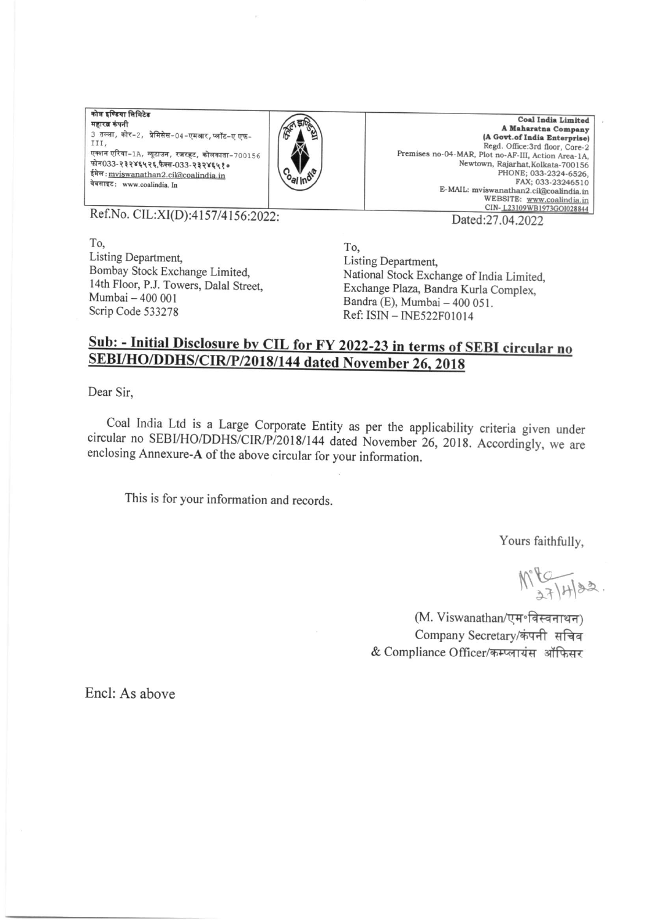कोल इण्डिया लिमिटेड
महारत्न कंपनी
3 तल्ला, कोर-2, प्रेमिसेस-04-एमआर, प्लॉट-ए एफ-III,
एक्शन एरिया-1A, न्यूटाउन, रजरहट, कोलकाता-700156
फोन033-२३२४६५२६,फैक्स-033-२३२४६५१०
ईमेल: mviswanathan2.cil@coalindia.in
वेबसाइट: www.coalindia. In

**Coal India Limited**
**A Maharatna Company**
**(A Govt.of India Enterprise)**
Regd. Office:3rd floor, Core-2
Premises no-04-MAR, Plot no-AF-III, Action Area-1A,
Newtown, Rajarhat,Kolkata-700156
PHONE; 033-2324-6526,
FAX; 033-23246510
E-MAIL: mviswanathan2.cil@coalindia.in
WEBSITE: www.coalindia.in
CIN- L23109WB1973GOI028844

Ref.No. CIL:XI(D):4157/4156:2022:

Dated:27.04.2022

To,
Listing Department,
Bombay Stock Exchange Limited,
14th Floor, P.J. Towers, Dalal Street,
Mumbai – 400 001
Scrip Code 533278

To,
Listing Department,
National Stock Exchange of India Limited,
Exchange Plaza, Bandra Kurla Complex,
Bandra (E), Mumbai – 400 051.
Ref: ISIN – INE522F01014

**Sub: - Initial Disclosure by CIL for FY 2022-23 in terms of SEBI circular no SEBI/HO/DDHS/CIR/P/2018/144 dated November 26, 2018**

Dear Sir,

Coal India Ltd is a Large Corporate Entity as per the applicability criteria given under circular no SEBI/HO/DDHS/CIR/P/2018/144 dated November 26, 2018. Accordingly, we are enclosing Annexure-A of the above circular for your information.

This is for your information and records.

Yours faithfully,

27/4/22.

(M. Viswanathan/एम॰विस्वनाथन)
Company Secretary/कंपनी सचिव
& Compliance Officer/कम्प्लायंस ऑफिसर

Encl: As above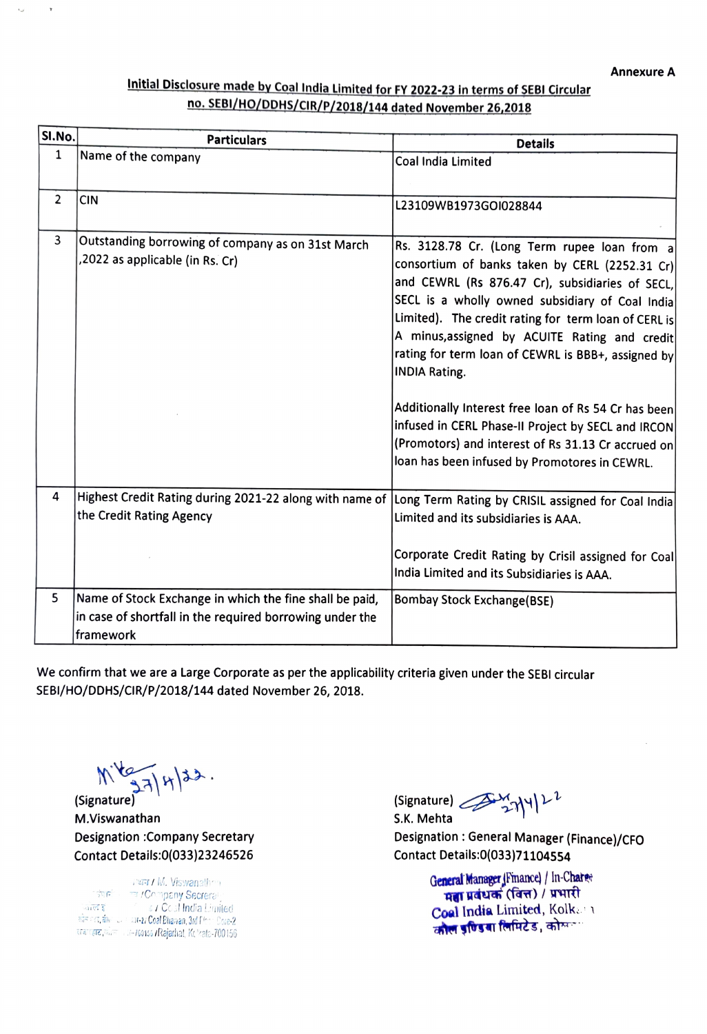Annexure A

## Initial Disclosure made by Coal India Limited for FY 2022-23 in terms of SEBI Circular no. SEBI/HO/DDHS/CIR/P/2018/144 dated November 26,2018

| Sl.No. | Particulars | Details |
|---|---|---|
| 1 | Name of the company | Coal India Limited |
| 2 | CIN | L23109WB1973GOI028844 |
| 3 | Outstanding borrowing of company as on 31st March ,2022 as applicable (in Rs. Cr) | Rs. 3128.78 Cr. (Long Term rupee loan from a consortium of banks taken by CERL (2252.31 Cr) and CEWRL (Rs 876.47 Cr), subsidiaries of SECL, SECL is a wholly owned subsidiary of Coal India Limited). The credit rating for term loan of CERL is A minus,assigned by ACUITE Rating and credit rating for term loan of CEWRL is BBB+, assigned by INDIA Rating.<br><br>Additionally Interest free loan of Rs 54 Cr has been infused in CERL Phase-II Project by SECL and IRCON (Promotors) and interest of Rs 31.13 Cr accrued on loan has been infused by Promotores in CEWRL. |
| 4 | Highest Credit Rating during 2021-22 along with name of the Credit Rating Agency | Long Term Rating by CRISIL assigned for Coal India Limited and its subsidiaries is AAA.<br><br>Corporate Credit Rating by Crisil assigned for Coal India Limited and its Subsidiaries is AAA. |
| 5 | Name of Stock Exchange in which the fine shall be paid, in case of shortfall in the required borrowing under the framework | Bombay Stock Exchange(BSE) |

We confirm that we are a Large Corporate as per the applicability criteria given under the SEBI circular SEBI/HO/DDHS/CIR/P/2018/144 dated November 26, 2018.

(Signature) 27/4/22.
M.Viswanathan
Designation :Company Secretary
Contact Details:0(033)23246526

M. Viswanathan / Company Secretary / Coal India Limited / Coal Bhavan, 3rd Floor, Core-2 / Rajarhat, Kolkata-700156

(Signature) 27/4/22
S.K. Mehta
Designation : General Manager (Finance)/CFO
Contact Details:0(033)71104554

General Manager (Finance) / In-Charge
महा प्रबंधक (वित्त) / प्रभारी
Coal India Limited, Kolkata
कोल इण्डिया लिमिटेड, कोलकाता